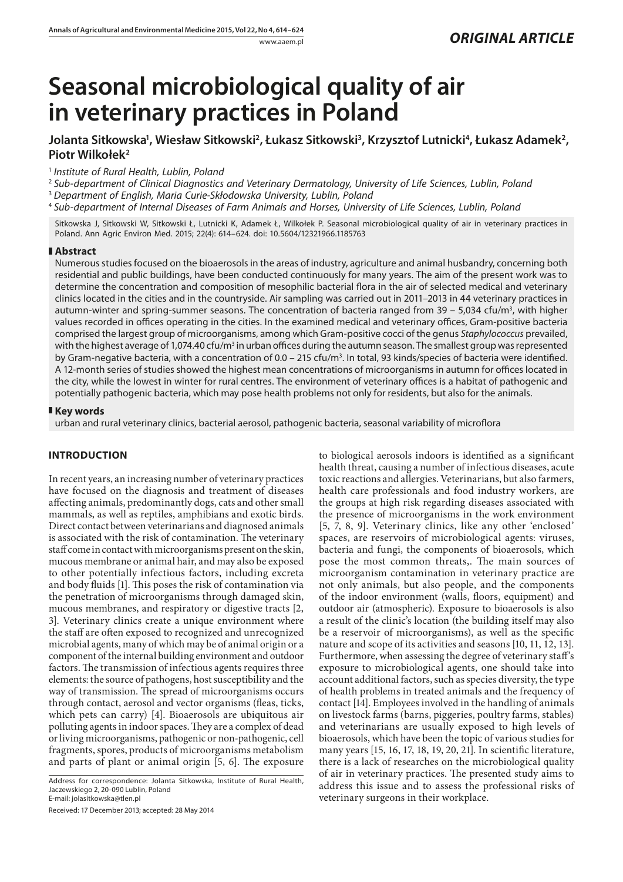*ORIGINAL ARTICLE*

# Seasonal microbiological quality of air in veterinary practices in Poland

**Jolanta Sitkowska[1], Wiesław Sitkowski[2], Łukasz Sitkowski[3], Krzysztof Lutnicki[4], Łukasz Adamek[2], Piotr Wilkołek[2]**

[1] *Institute of Rural Health, Lublin, Poland*

[2] *Sub-department of Clinical Diagnostics and Veterinary Dermatology, University of Life Sciences, Lublin, Poland*

[3] *Department of English, Maria Curie-Skłodowska University, Lublin, Poland*

[4] *Sub-department of Internal Diseases of Farm Animals and Horses, University of Life Sciences, Lublin, Poland*

Sitkowska J, Sitkowski W, Sitkowski Ł, Lutnicki K, Adamek Ł, Wilkołek P. Seasonal microbiological quality of air in veterinary practices in Poland. Ann Agric Environ Med. 2015; 22(4): 614–624. doi: 10.5604/12321966.1185763

## Abstract

Numerous studies focused on the bioaerosols in the areas of industry, agriculture and animal husbandry, concerning both residential and public buildings, have been conducted continuously for many years. The aim of the present work was to determine the concentration and composition of mesophilic bacterial flora in the air of selected medical and veterinary clinics located in the cities and in the countryside. Air sampling was carried out in 2011–2013 in 44 veterinary practices in autumn-winter and spring-summer seasons. The concentration of bacteria ranged from 39 – 5,034 cfu/m³, with higher values recorded in offices operating in the cities. In the examined medical and veterinary offices, Gram-positive bacteria comprised the largest group of microorganisms, among which Gram-positive cocci of the genus *Staphylococcus* prevailed, with the highest average of 1,074.40 cfu/m³ in urban offices during the autumn season. The smallest group was represented by Gram-negative bacteria, with a concentration of 0.0 – 215 cfu/m³. In total, 93 kinds/species of bacteria were identified. A 12-month series of studies showed the highest mean concentrations of microorganisms in autumn for offices located in the city, while the lowest in winter for rural centres. The environment of veterinary offices is a habitat of pathogenic and potentially pathogenic bacteria, which may pose health problems not only for residents, but also for the animals.

## Key words

urban and rural veterinary clinics, bacterial aerosol, pathogenic bacteria, seasonal variability of microflora

## INTRODUCTION

In recent years, an increasing number of veterinary practices have focused on the diagnosis and treatment of diseases affecting animals, predominantly dogs, cats and other small mammals, as well as reptiles, amphibians and exotic birds. Direct contact between veterinarians and diagnosed animals is associated with the risk of contamination. The veterinary staff come in contact with microorganisms present on the skin, mucous membrane or animal hair, and may also be exposed to other potentially infectious factors, including excreta and body fluids [1]. This poses the risk of contamination via the penetration of microorganisms through damaged skin, mucous membranes, and respiratory or digestive tracts [2, 3]. Veterinary clinics create a unique environment where the staff are often exposed to recognized and unrecognized microbial agents, many of which may be of animal origin or a component of the internal building environment and outdoor factors. The transmission of infectious agents requires three elements: the source of pathogens, host susceptibility and the way of transmission. The spread of microorganisms occurs through contact, aerosol and vector organisms (fleas, ticks, which pets can carry) [4]. Bioaerosols are ubiquitous air polluting agents in indoor spaces. They are a complex of dead or living microorganisms, pathogenic or non-pathogenic, cell fragments, spores, products of microorganisms metabolism and parts of plant or animal origin [5, 6]. The exposure to biological aerosols indoors is identified as a significant health threat, causing a number of infectious diseases, acute toxic reactions and allergies. Veterinarians, but also farmers, health care professionals and food industry workers, are the groups at high risk regarding diseases associated with the presence of microorganisms in the work environment [5, 7, 8, 9]. Veterinary clinics, like any other 'enclosed' spaces, are reservoirs of microbiological agents: viruses, bacteria and fungi, the components of bioaerosols, which pose the most common threats,. The main sources of microorganism contamination in veterinary practice are not only animals, but also people, and the components of the indoor environment (walls, floors, equipment) and outdoor air (atmospheric). Exposure to bioaerosols is also a result of the clinic's location (the building itself may also be a reservoir of microorganisms), as well as the specific nature and scope of its activities and seasons [10, 11, 12, 13]. Furthermore, when assessing the degree of veterinary staff's exposure to microbiological agents, one should take into account additional factors, such as species diversity, the type of health problems in treated animals and the frequency of contact [14]. Employees involved in the handling of animals on livestock farms (barns, piggeries, poultry farms, stables) and veterinarians are usually exposed to high levels of bioaerosols, which have been the topic of various studies for many years [15, 16, 17, 18, 19, 20, 21]. In scientific literature, there is a lack of researches on the microbiological quality of air in veterinary practices. The presented study aims to address this issue and to assess the professional risks of veterinary surgeons in their workplace.

Address for correspondence: Jolanta Sitkowska, Institute of Rural Health, Jaczewskiego 2, 20-090 Lublin, Poland
E-mail: jolasitkowska@tlen.pl

Received: 17 December 2013; accepted: 28 May 2014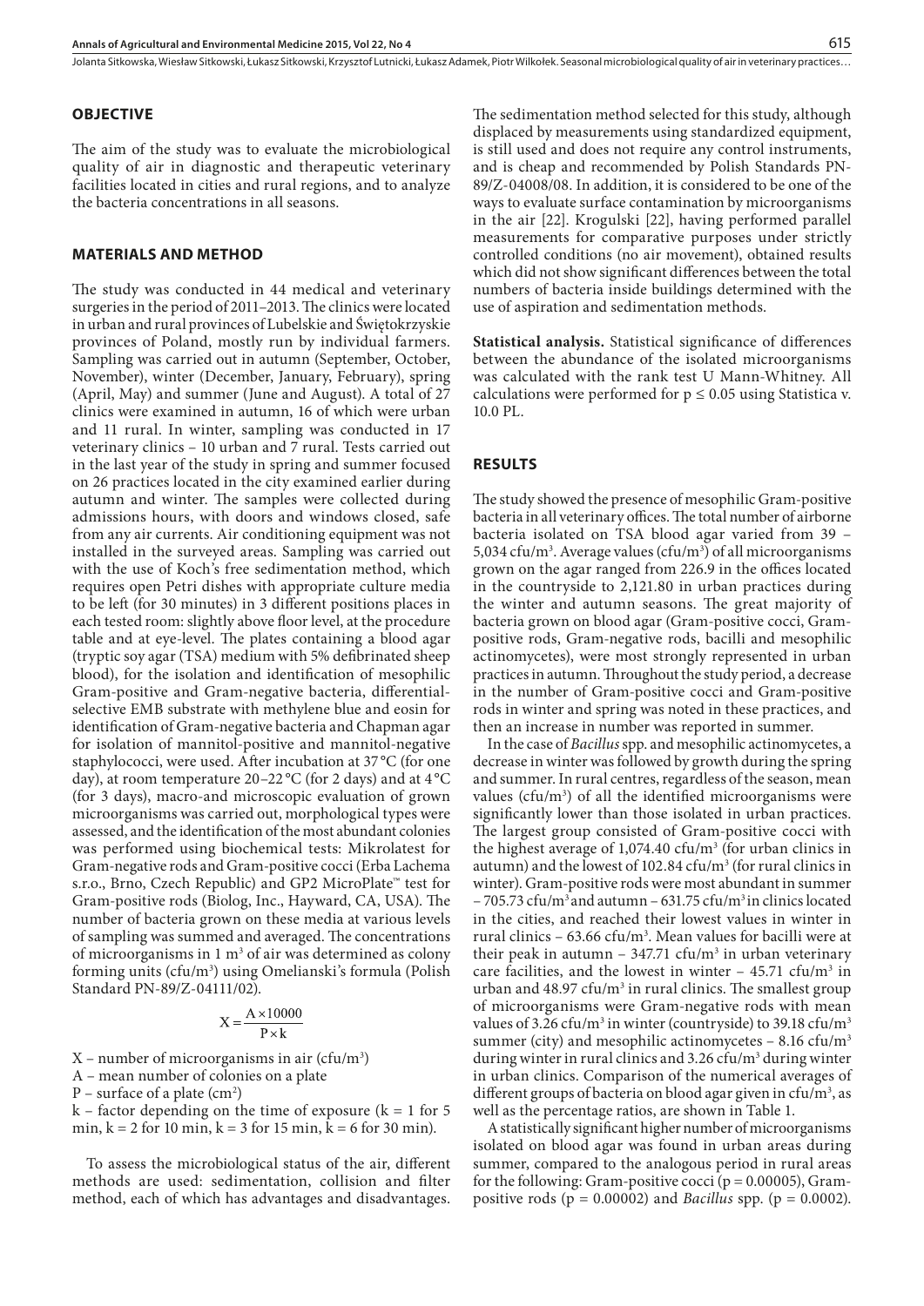## OBJECTIVE

The aim of the study was to evaluate the microbiological quality of air in diagnostic and therapeutic veterinary facilities located in cities and rural regions, and to analyze the bacteria concentrations in all seasons.

## MATERIALS AND METHOD

The study was conducted in 44 medical and veterinary surgeries in the period of 2011–2013. The clinics were located in urban and rural provinces of Lubelskie and Świętokrzyskie provinces of Poland, mostly run by individual farmers. Sampling was carried out in autumn (September, October, November), winter (December, January, February), spring (April, May) and summer (June and August). A total of 27 clinics were examined in autumn, 16 of which were urban and 11 rural. In winter, sampling was conducted in 17 veterinary clinics – 10 urban and 7 rural. Tests carried out in the last year of the study in spring and summer focused on 26 practices located in the city examined earlier during autumn and winter. The samples were collected during admissions hours, with doors and windows closed, safe from any air currents. Air conditioning equipment was not installed in the surveyed areas. Sampling was carried out with the use of Koch's free sedimentation method, which requires open Petri dishes with appropriate culture media to be left (for 30 minutes) in 3 different positions places in each tested room: slightly above floor level, at the procedure table and at eye-level. The plates containing a blood agar (tryptic soy agar (TSA) medium with 5% defibrinated sheep blood), for the isolation and identification of mesophilic Gram-positive and Gram-negative bacteria, differential-selective EMB substrate with methylene blue and eosin for identification of Gram-negative bacteria and Chapman agar for isolation of mannitol-positive and mannitol-negative staphylococci, were used. After incubation at 37 °C (for one day), at room temperature 20–22 °C (for 2 days) and at 4 °C (for 3 days), macro-and microscopic evaluation of grown microorganisms was carried out, morphological types were assessed, and the identification of the most abundant colonies was performed using biochemical tests: Mikrolatest for Gram-negative rods and Gram-positive cocci (Erba Lachema s.r.o., Brno, Czech Republic) and GP2 MicroPlate™ test for Gram-positive rods (Biolog, Inc., Hayward, CA, USA). The number of bacteria grown on these media at various levels of sampling was summed and averaged. The concentrations of microorganisms in 1 $m^3$ of air was determined as colony forming units (cfu/$m^3$) using Omelianski's formula (Polish Standard PN-89/Z-04111/02).

$$X = \frac{A \times 10000}{P \times k}$$

$X$ – number of microorganisms in air (cfu/$m^3$)
$A$ – mean number of colonies on a plate
$P$ – surface of a plate ($cm^2$)
$k$ – factor depending on the time of exposure ($k = 1$ for 5 min, $k = 2$ for 10 min, $k = 3$ for 15 min, $k = 6$ for 30 min).

To assess the microbiological status of the air, different methods are used: sedimentation, collision and filter method, each of which has advantages and disadvantages. The sedimentation method selected for this study, although displaced by measurements using standardized equipment, is still used and does not require any control instruments, and is cheap and recommended by Polish Standards PN-89/Z-04008/08. In addition, it is considered to be one of the ways to evaluate surface contamination by microorganisms in the air [22]. Krogulski [22], having performed parallel measurements for comparative purposes under strictly controlled conditions (no air movement), obtained results which did not show significant differences between the total numbers of bacteria inside buildings determined with the use of aspiration and sedimentation methods.

**Statistical analysis.** Statistical significance of differences between the abundance of the isolated microorganisms was calculated with the rank test U Mann-Whitney. All calculations were performed for $p \leq 0.05$ using Statistica v. 10.0 PL.

## RESULTS

The study showed the presence of mesophilic Gram-positive bacteria in all veterinary offices. The total number of airborne bacteria isolated on TSA blood agar varied from 39 – 5,034 cfu/$m^3$. Average values (cfu/$m^3$) of all microorganisms grown on the agar ranged from 226.9 in the offices located in the countryside to 2,121.80 in urban practices during the winter and autumn seasons. The great majority of bacteria grown on blood agar (Gram-positive cocci, Gram-positive rods, Gram-negative rods, bacilli and mesophilic actinomycetes), were most strongly represented in urban practices in autumn. Throughout the study period, a decrease in the number of Gram-positive cocci and Gram-positive rods in winter and spring was noted in these practices, and then an increase in number was reported in summer.

In the case of *Bacillus* spp. and mesophilic actinomycetes, a decrease in winter was followed by growth during the spring and summer. In rural centres, regardless of the season, mean values (cfu/$m^3$) of all the identified microorganisms were significantly lower than those isolated in urban practices. The largest group consisted of Gram-positive cocci with the highest average of 1,074.40 cfu/$m^3$ (for urban clinics in autumn) and the lowest of 102.84 cfu/$m^3$ (for rural clinics in winter). Gram-positive rods were most abundant in summer – 705.73 cfu/$m^3$ and autumn – 631.75 cfu/$m^3$ in clinics located in the cities, and reached their lowest values in winter in rural clinics – 63.66 cfu/$m^3$. Mean values for bacilli were at their peak in autumn – 347.71 cfu/$m^3$ in urban veterinary care facilities, and the lowest in winter – 45.71 cfu/$m^3$ in urban and 48.97 cfu/$m^3$ in rural clinics. The smallest group of microorganisms were Gram-negative rods with mean values of 3.26 cfu/$m^3$ in winter (countryside) to 39.18 cfu/$m^3$ summer (city) and mesophilic actinomycetes – 8.16 cfu/$m^3$ during winter in rural clinics and 3.26 cfu/$m^3$ during winter in urban clinics. Comparison of the numerical averages of different groups of bacteria on blood agar given in cfu/$m^3$, as well as the percentage ratios, are shown in Table 1.

A statistically significant higher number of microorganisms isolated on blood agar was found in urban areas during summer, compared to the analogous period in rural areas for the following: Gram-positive cocci ($p = 0.00005$), Gram-positive rods ($p = 0.00002$) and *Bacillus* spp. ($p = 0.0002$).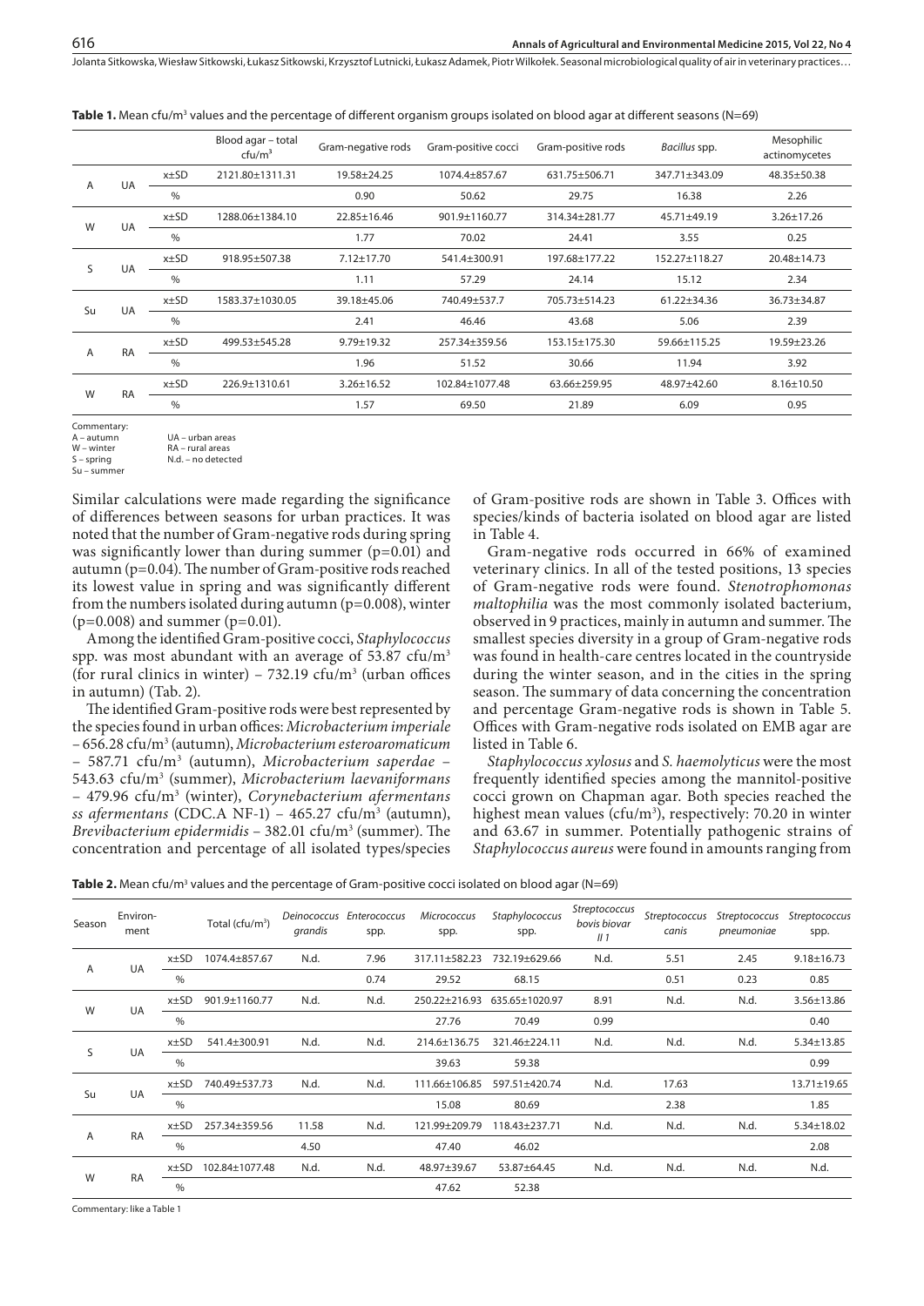**Table 1.** Mean cfu/m³ values and the percentage of different organism groups isolated on blood agar at different seasons (N=69)

| | | | Blood agar – total cfu/m³ | Gram-negative rods | Gram-positive cocci | Gram-positive rods | *Bacillus* spp. | Mesophilic actinomycetes |
|---|---|---|---|---|---|---|---|---|
| A | UA | x±SD | 2121.80±1311.31 | 19.58±24.25 | 1074.4±857.67 | 631.75±506.71 | 347.71±343.09 | 48.35±50.38 |
| | | % | | 0.90 | 50.62 | 29.75 | 16.38 | 2.26 |
| W | UA | x±SD | 1288.06±1384.10 | 22.85±16.46 | 901.9±1160.77 | 314.34±281.77 | 45.71±49.19 | 3.26±17.26 |
| | | % | | 1.77 | 70.02 | 24.41 | 3.55 | 0.25 |
| S | UA | x±SD | 918.95±507.38 | 7.12±17.70 | 541.4±300.91 | 197.68±177.22 | 152.27±118.27 | 20.48±14.73 |
| | | % | | 1.11 | 57.29 | 24.14 | 15.12 | 2.34 |
| Su | UA | x±SD | 1583.37±1030.05 | 39.18±45.06 | 740.49±537.7 | 705.73±514.23 | 61.22±34.36 | 36.73±34.87 |
| | | % | | 2.41 | 46.46 | 43.68 | 5.06 | 2.39 |
| A | RA | x±SD | 499.53±545.28 | 9.79±19.32 | 257.34±359.56 | 153.15±175.30 | 59.66±115.25 | 19.59±23.26 |
| | | % | | 1.96 | 51.52 | 30.66 | 11.94 | 3.92 |
| W | RA | x±SD | 226.9±1310.61 | 3.26±16.52 | 102.84±1077.48 | 63.66±259.95 | 48.97±42.60 | 8.16±10.50 |
| | | % | | 1.57 | 69.50 | 21.89 | 6.09 | 0.95 |

Commentary:
A – autumn; W – winter; S – spring; Su – summer
UA – urban areas; RA – rural areas; N.d. – no detected

Similar calculations were made regarding the significance of differences between seasons for urban practices. It was noted that the number of Gram-negative rods during spring was significantly lower than during summer ($p=0.01$) and autumn ($p=0.04$). The number of Gram-positive rods reached its lowest value in spring and was significantly different from the numbers isolated during autumn ($p=0.008$), winter ($p=0.008$) and summer ($p=0.01$).

Among the identified Gram-positive cocci, *Staphylococcus* spp. was most abundant with an average of 53.87 cfu/m³ (for rural clinics in winter) – 732.19 cfu/m³ (urban offices in autumn) (Tab. 2).

The identified Gram-positive rods were best represented by the species found in urban offices: *Microbacterium imperiale* – 656.28 cfu/m³ (autumn), *Microbacterium esteroaromaticum* – 587.71 cfu/m³ (autumn), *Microbacterium saperdae* – 543.63 cfu/m³ (summer), *Microbacterium laevaniformans* – 479.96 cfu/m³ (winter), *Corynebacterium afermentans ss afermentans* (CDC.A NF-1) – 465.27 cfu/m³ (autumn), *Brevibacterium epidermidis* – 382.01 cfu/m³ (summer). The concentration and percentage of all isolated types/species of Gram-positive rods are shown in Table 3. Offices with species/kinds of bacteria isolated on blood agar are listed in Table 4.

Gram-negative rods occurred in 66% of examined veterinary clinics. In all of the tested positions, 13 species of Gram-negative rods were found. *Stenotrophomonas maltophilia* was the most commonly isolated bacterium, observed in 9 practices, mainly in autumn and summer. The smallest species diversity in a group of Gram-negative rods was found in health-care centres located in the countryside during the winter season, and in the cities in the spring season. The summary of data concerning the concentration and percentage Gram-negative rods is shown in Table 5. Offices with Gram-negative rods isolated on EMB agar are listed in Table 6.

*Staphylococcus xylosus* and *S. haemolyticus* were the most frequently identified species among the mannitol-positive cocci grown on Chapman agar. Both species reached the highest mean values (cfu/m³), respectively: 70.20 in winter and 63.67 in summer. Potentially pathogenic strains of *Staphylococcus aureus* were found in amounts ranging from

**Table 2.** Mean cfu/m³ values and the percentage of Gram-positive cocci isolated on blood agar (N=69)

| Season | Environ-ment | | Total (cfu/m³) | *Deinococcus grandis* | *Enterococcus* spp. | *Micrococcus* spp. | *Staphylococcus* spp. | *Streptococcus bovis biovar II 1* | *Streptococcus canis* | *Streptococcus pneumoniae* | *Streptococcus* spp. |
|---|---|---|---|---|---|---|---|---|---|---|---|
| A | UA | x±SD | 1074.4±857.67 | N.d. | 7.96 | 317.11±582.23 | 732.19±629.66 | N.d. | 5.51 | 2.45 | 9.18±16.73 |
| | | % | | | 0.74 | 29.52 | 68.15 | | 0.51 | 0.23 | 0.85 |
| W | UA | x±SD | 901.9±1160.77 | N.d. | N.d. | 250.22±216.93 | 635.65±1020.97 | 8.91 | N.d. | N.d. | 3.56±13.86 |
| | | % | | | | 27.76 | 70.49 | 0.99 | | | 0.40 |
| S | UA | x±SD | 541.4±300.91 | N.d. | N.d. | 214.6±136.75 | 321.46±224.11 | N.d. | N.d. | N.d. | 5.34±13.85 |
| | | % | | | | 39.63 | 59.38 | | | | 0.99 |
| Su | UA | x±SD | 740.49±537.73 | N.d. | N.d. | 111.66±106.85 | 597.51±420.74 | N.d. | 17.63 | | 13.71±19.65 |
| | | % | | | | 15.08 | 80.69 | | 2.38 | | 1.85 |
| A | RA | x±SD | 257.34±359.56 | 11.58 | N.d. | 121.99±209.79 | 118.43±237.71 | N.d. | N.d. | N.d. | 5.34±18.02 |
| | | % | | 4.50 | | 47.40 | 46.02 | | | | 2.08 |
| W | RA | x±SD | 102.84±1077.48 | N.d. | N.d. | 48.97±39.67 | 53.87±64.45 | N.d. | N.d. | N.d. | N.d. |
| | | % | | | | 47.62 | 52.38 | | | | |

Commentary: like a Table 1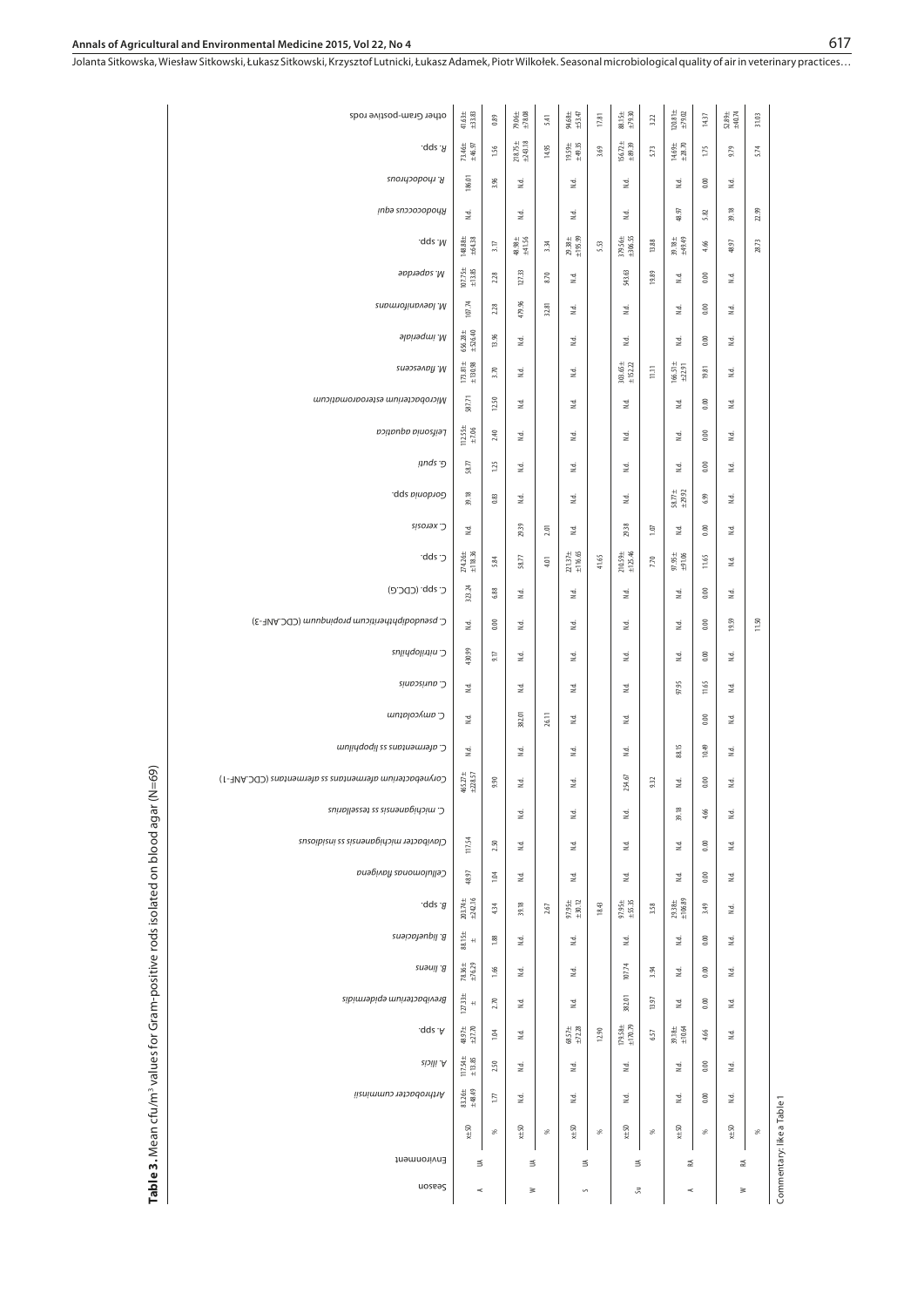**Table 3.** Mean cfu/m³ values for Gram-positive rods isolated on blood agar (N=69)

| Season | Environment | | *Arthrobacter cumminsii* | *A. ilicis* | *A.* spp. | *Brevibacterium epidermidis* | *B. linens* | *B. liquefaciens* | *B.* spp. | *Cellulomonas flavigena* | *Clavibacter michiganensis* ss *insidiosus* | *C. michiganensis* ss *tessellarius* | *Corynebacterium afermentans* ss *afermentans* (CDC-ANF-1) | *C. afermentans* ss *lipophilum* | *C. amycolatum* | *C. auriscanis* | *C. nitrilophilus* | *C. pseudodiphtheriticum propinquum* (CDC-ANF-3) | *C.* spp. (CDC-G) | *C.* spp. | *C. xerosis* | *Gordonia* spp. | *G. sputi* | *Leifsonia aquatica* | *Microbacterium esteraromaticum* | *M. flavescens* | *M. imperiale* | *M. laevaniformans* | *M. saperdae* | *M.* spp. | *Rhodococcus equi* | *R. rhodochrous* | *R.* spp. | other Gram-positive rods |
|---|---|---|---|---|---|---|---|---|---|---|---|---|---|---|---|---|---|---|---|---|---|---|---|---|---|---|---|---|---|---|---|---|---|---|
| A | UA | x±SD | 83.26± ±48.49 | 117.54± ±13.85 | 48.97± ±27.70 | 127.33± ± | 78.36± ±76.29 | 88.15± ± | 203.74± ±242.16 | 48.97 | 117.54 | | 465.27± ±228.57 | N.d. | N.d. | N.d. | 430.99 | N.d. | 323.24 | 274.26± ±118.36 | N.d. | 39.18 | 58.77 | 112.55± ±7.06 | 587.71 | 173.81± ±130.98 | 656.28± ±526.40 | 107.74 | 107.74± ±13.85 | 148.88± ±64.38 | N.d. | 186.01 | 73.46± ±46.97 | 41.63± ±33.83 |
| | | % | 1.77 | 2.50 | 1.04 | 2.70 | 1.66 | 1.88 | 4.34 | 1.04 | 2.50 | | 9.90 | | | | 9.17 | 0.00 | 6.88 | 5.84 | | 0.83 | 1.25 | 2.40 | 12.50 | 3.70 | 13.96 | 2.28 | 2.28 | 3.17 | | 3.96 | 1.56 | 0.89 |
| W | UA | x±SD | N.d. | N.d. | N.d. | N.d. | N.d. | N.d. | 39.18 | N.d. | N.d. | N.d. | N.d. | N.d. | 382.01 | N.d. | N.d. | N.d. | N.d. | 58.77 | 29.39 | N.d. | N.d. | N.d. | N.d. | N.d. | N.d. | 479.96 | 127.33 | 48.98± ±41.56 | N.d. | N.d. | 218.75± ±243.18 | 79.06± ±78.08 |
| | | % | | | | | | | 2.67 | | | | | | 26.11 | | | | | 4.01 | 2.01 | | | | | | | 32.81 | 8.70 | 3.34 | | | 14.95 | 5.41 |
| S | UA | x±SD | N.d. | N.d. | 68.57± ±72.28 | N.d. | N.d. | N.d. | 97.95± ±30.12 | N.d. | N.d. | N.d. | N.d. | N.d. | N.d. | N.d. | N.d. | N.d. | N.d. | 221.37± ±176.65 | N.d. | N.d. | N.d. | N.d. | N.d. | N.d. | N.d. | N.d. | N.d. | 29.38± ±195.99 | N.d. | N.d. | 19.59± ±49.35 | 94.68± ±53.47 |
| | | % | | | 12.90 | | | | 18.43 | | | | | | | | | | | 41.65 | | | | | | | | | | 5.53 | | | 3.69 | 17.81 |
| Su | UA | x±SD | N.d. | N.d. | 179.58± ±170.79 | 382.01 | 107.74 | N.d. | 97.95± ±55.35 | N.d. | N.d. | N.d. | 254.67 | N.d. | N.d. | N.d. | N.d. | N.d. | N.d. | 210.59± ±125.46 | 29.38 | N.d. | N.d. | N.d. | N.d. | 303.65± ±152.22 | N.d. | N.d. | 543.63 | 379.56± ±306.55 | N.d. | N.d. | 156.72± ±89.39 | 88.15± ±79.30 |
| | | % | | | 6.57 | 13.97 | 3.94 | | 3.58 | | | | 9.32 | | | | | | | 7.70 | 1.07 | | | | | 11.11 | | | 19.89 | 13.88 | | | 5.73 | 3.22 |
| A | RA | x±SD | N.d. | N.d. | 39.18± ±10.64 | N.d. | N.d. | N.d. | 29.38± ±106.89 | N.d. | N.d. | 39.18 | N.d. | 88.15 | | 97.95 | N.d. | N.d. | N.d. | 97.95± ±91.06 | N.d. | 58.77± ±29.32 | N.d. | N.d. | N.d. | 166.51± ±22.91 | N.d. | N.d. | N.d. | 39.18± ±49.49 | 48.97 | N.d. | 14.69± ±28.70 | 120.81± ±79.02 |
| | | % | 0.00 | 0.00 | 4.66 | 0.00 | 0.00 | 0.00 | 3.49 | 0.00 | 0.00 | 4.66 | 0.00 | 10.49 | 0.00 | 11.65 | 0.00 | 0.00 | 0.00 | 11.65 | 0.00 | 6.99 | 0.00 | 0.00 | 0.00 | 19.81 | 0.00 | 0.00 | 0.00 | 4.66 | 5.82 | 0.00 | 1.75 | 14.37 |
| W | RA | x±SD | N.d. | N.d. | N.d. | N.d. | N.d. | N.d. | N.d. | N.d. | N.d. | N.d. | N.d. | N.d. | N.d. | N.d. | N.d. | 19.59 | N.d. | N.d. | N.d. | N.d. | N.d. | N.d. | N.d. | N.d. | N.d. | N.d. | N.d. | 48.97 | 39.18 | N.d. | 9.79 | 52.89± ±40.74 |
| | | % | | | | | | | | | | | | | | | | 11.50 | | | | | | | | | | | | 28.73 | 22.99 | | 5.74 | 31.03 |

Commentary: like a Table 1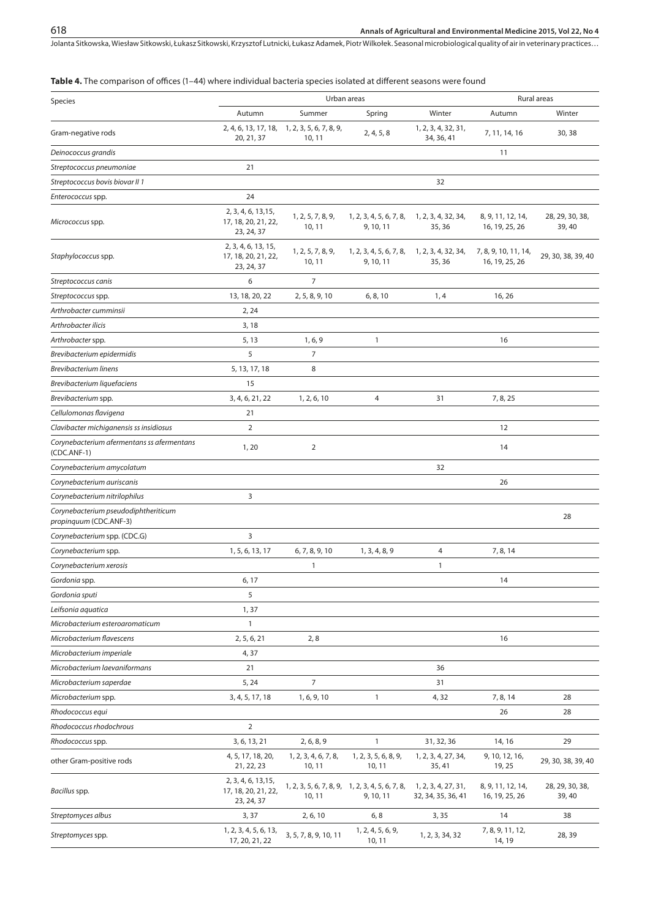**Table 4.** The comparison of offices (1–44) where individual bacteria species isolated at different seasons were found

| Species | Urban areas | | | | Rural areas | |
|---|---|---|---|---|---|---|
| | Autumn | Summer | Spring | Winter | Autumn | Winter |
| Gram-negative rods | 2, 4, 6, 13, 17, 18, 20, 21, 37 | 1, 2, 3, 5, 6, 7, 8, 9, 10, 11 | 2, 4, 5, 8 | 1, 2, 3, 4, 32, 31, 34, 36, 41 | 7, 11, 14, 16 | 30, 38 |
| *Deinococcus grandis* | | | | | 11 | |
| *Streptococcus pneumoniae* | 21 | | | | | |
| *Streptococcus bovis biovar II 1* | | | | 32 | | |
| *Enterococcus* spp. | 24 | | | | | |
| *Micrococcus* spp. | 2, 3, 4, 6, 13,15, 17, 18, 20, 21, 22, 23, 24, 37 | 1, 2, 5, 7, 8, 9, 10, 11 | 1, 2, 3, 4, 5, 6, 7, 8, 9, 10, 11 | 1, 2, 3, 4, 32, 34, 35, 36 | 8, 9, 11, 12, 14, 16, 19, 25, 26 | 28, 29, 30, 38, 39, 40 |
| *Staphylococcus* spp. | 2, 3, 4, 6, 13, 15, 17, 18, 20, 21, 22, 23, 24, 37 | 1, 2, 5, 7, 8, 9, 10, 11 | 1, 2, 3, 4, 5, 6, 7, 8, 9, 10, 11 | 1, 2, 3, 4, 32, 34, 35, 36 | 7, 8, 9, 10, 11, 14, 16, 19, 25, 26 | 29, 30, 38, 39, 40 |
| *Streptococcus canis* | 6 | 7 | | | | |
| *Streptococcus* spp. | 13, 18, 20, 22 | 2, 5, 8, 9, 10 | 6, 8, 10 | 1, 4 | 16, 26 | |
| *Arthrobacter cumminsii* | 2, 24 | | | | | |
| *Arthrobacter ilicis* | 3, 18 | | | | | |
| *Arthrobacter* spp. | 5, 13 | 1, 6, 9 | 1 | | 16 | |
| *Brevibacterium epidermidis* | 5 | 7 | | | | |
| *Brevibacterium linens* | 5, 13, 17, 18 | 8 | | | | |
| *Brevibacterium liquefaciens* | 15 | | | | | |
| *Brevibacterium* spp. | 3, 4, 6, 21, 22 | 1, 2, 6, 10 | 4 | 31 | 7, 8, 25 | |
| *Cellulomonas flavigena* | 21 | | | | | |
| *Clavibacter michiganensis ss insidiosus* | 2 | | | | 12 | |
| *Corynebacterium afermentans ss afermentans* (CDC.ANF-1) | 1, 20 | 2 | | | 14 | |
| *Corynebacterium amycolatum* | | | | 32 | | |
| *Corynebacterium auriscanis* | | | | | 26 | |
| *Corynebacterium nitrilophilus* | 3 | | | | | |
| *Corynebacterium pseudodiphtheriticum propinquum* (CDC.ANF-3) | | | | | | 28 |
| *Corynebacterium* spp. (CDC.G) | 3 | | | | | |
| *Corynebacterium* spp. | 1, 5, 6, 13, 17 | 6, 7, 8, 9, 10 | 1, 3, 4, 8, 9 | 4 | 7, 8, 14 | |
| *Corynebacterium xerosis* | | 1 | | 1 | | |
| *Gordonia* spp. | 6, 17 | | | | 14 | |
| *Gordonia sputi* | 5 | | | | | |
| *Leifsonia aquatica* | 1, 37 | | | | | |
| *Microbacterium esteroaromaticum* | 1 | | | | | |
| *Microbacterium flavescens* | 2, 5, 6, 21 | 2, 8 | | | 16 | |
| *Microbacterium imperiale* | 4, 37 | | | | | |
| *Microbacterium laevaniformans* | 21 | | | 36 | | |
| *Microbacterium saperdae* | 5, 24 | 7 | | 31 | | |
| *Microbacterium* spp. | 3, 4, 5, 17, 18 | 1, 6, 9, 10 | 1 | 4, 32 | 7, 8, 14 | 28 |
| *Rhodococcus equi* | | | | | 26 | 28 |
| *Rhodococcus rhodochrous* | 2 | | | | | |
| *Rhodococcus* spp. | 3, 6, 13, 21 | 2, 6, 8, 9 | 1 | 31, 32, 36 | 14, 16 | 29 |
| other Gram-positive rods | 4, 5, 17, 18, 20, 21, 22, 23 | 1, 2, 3, 4, 6, 7, 8, 10, 11 | 1, 2, 3, 5, 6, 8, 9, 10, 11 | 1, 2, 3, 4, 27, 34, 35, 41 | 9, 10, 12, 16, 19, 25 | 29, 30, 38, 39, 40 |
| *Bacillus* spp. | 2, 3, 4, 6, 13,15, 17, 18, 20, 21, 22, 23, 24, 37 | 1, 2, 3, 5, 6, 7, 8, 9, 10, 11 | 1, 2, 3, 4, 5, 6, 7, 8, 9, 10, 11 | 1, 2, 3, 4, 27, 31, 32, 34, 35, 36, 41 | 8, 9, 11, 12, 14, 16, 19, 25, 26 | 28, 29, 30, 38, 39, 40 |
| *Streptomyces albus* | 3, 37 | 2, 6, 10 | 6, 8 | 3, 35 | 14 | 38 |
| *Streptomyces* spp. | 1, 2, 3, 4, 5, 6, 13, 17, 20, 21, 22 | 3, 5, 7, 8, 9, 10, 11 | 1, 2, 4, 5, 6, 9, 10, 11 | 1, 2, 3, 34, 32 | 7, 8, 9, 11, 12, 14, 19 | 28, 39 |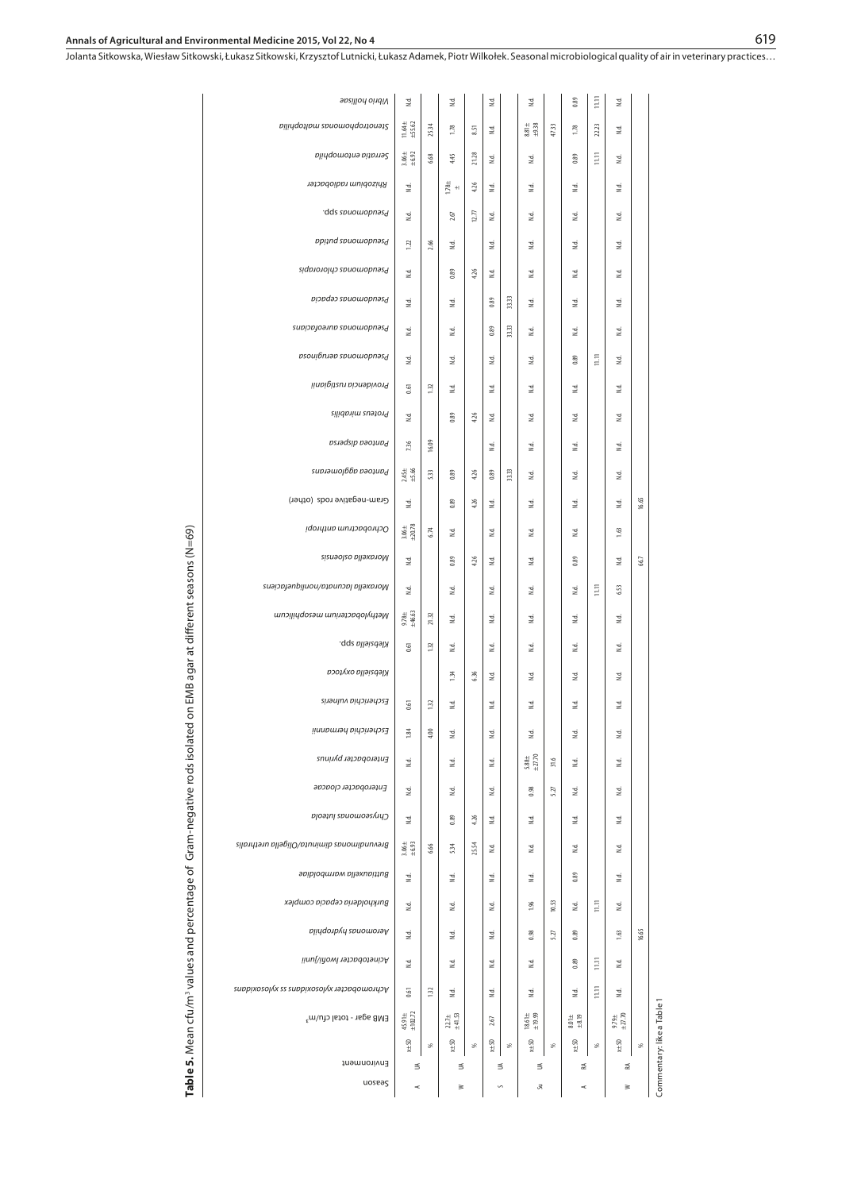**Table 5.** Mean cfu/m³ values and percentage of Gram-negative rods isolated on EMB agar at different seasons (N=69)

| Season | Environment | | EMB agar - total cfu/m³ | *Achromobacter xylosoxidans ss xylosoxidans* | *Acinetobacter lwoffi/junii* | *Aeromonas hydrophila* | *Burkholderia cepacia complex* | *Buttiauxella warmboldiae* | *Brevundimonas diminuta/Oligella urethralis* | *Chryseomonas luteola* | *Enterobacter cloacae* | *Enterobacter pyrinus* | *Escherichia hermannii* | *Escherichia vulneris* | *Klebsiella oxytoca* | *Klebsiella* spp. | *Methylobacterium mesophilicum* | *Moraxella lacunata/nonliquefaciens* | *Moraxella osloensis* | *Ochrobactrum anthropi* | Gram-negative rods (other) | *Pantoea agglomerans* | *Pantoea dispersa* | *Proteus mirabilis* | *Providencia rustigianii* | *Pseudomonas aeruginosa* | *Pseudomonas aureofaciens* | *Pseudomonas cepacia* | *Pseudomonas chlororaphis* | *Pseudomonas putida* | *Pseudomonas* spp. | *Rhizobium radiobacter* | *Serratia entomophila* | *Stenotrophomonas maltophilia* | *Vibrio hollisae* |
|---|---|---|---|---|---|---|---|---|---|---|---|---|---|---|---|---|---|---|---|---|---|---|---|---|---|---|---|---|---|---|---|---|---|---|---|
| A | UA | x±SD | 45.91± ±102.72 | 0.61 | N.d. | N.d. | N.d. | N.d. | 3.06± ±6.93 | N.d. | N.d. | N.d. | 1.84 | 0.61 | | 0.61 | 9.78± ±46.63 | N.d. | N.d. | 3.06± ±20.78 | N.d. | 2.45± ±5.66 | 7.36 | N.d. | 0.61 | N.d. | N.d. | N.d. | N.d. | 1.22 | N.d. | N.d. | 3.06± ±6.92 | 11.64± ±55.62 | N.d. |
| | | % | | 1.32 | | | | | 6.66 | | | | 4.00 | 1.32 | | 1.32 | 21.32 | | | 6.74 | | 5.33 | 16.09 | | 1.32 | | | | | 2.66 | | | 6.68 | 25.34 | |
| W | UA | x±SD | 22.7± ±41.53 | N.d. | N.d. | N.d. | N.d. | N.d. | 5.34 | 0.89 | N.d. | N.d. | N.d. | N.d. | 1.34 | N.d. | N.d. | N.d. | 0.89 | N.d. | 0.89 | 0.89 | | 0.89 | N.d. | N.d. | N.d. | N.d. | 0.89 | N.d. | 2.67 | 1.78± ± | 4.45 | 1.78 | N.d. |
| | | % | | | | | | | 25.54 | 4.26 | | | | | 6.36 | | | | 4.26 | | 4.26 | 4.26 | | 4.26 | | | | | 4.26 | | 12.77 | 4.26 | 21.28 | 8.51 | |
| S | UA | x±SD | 2.67 | N.d. | N.d. | N.d. | N.d. | N.d. | N.d. | N.d. | N.d. | N.d. | N.d. | N.d. | N.d. | N.d. | N.d. | N.d. | N.d. | N.d. | N.d. | 0.89 | N.d. | N.d. | N.d. | | 0.89 | 0.89 | N.d. | N.d. | | N.d. | N.d. | N.d. | N.d. |
| | | % | | | | | | | | | | | | | | | | | | | | 33.33 | | | | | 33.33 | 33.33 | | | | | | | |
| Su | UA | x±SD | 18.61± ±19.99 | N.d. | N.d. | 0.98 | 1.96 | N.d. | N.d. | N.d. | 0.98 | 5.88± ±27.70 | N.d. | N.d. | N.d. | N.d. | N.d. | N.d. | N.d. | N.d. | N.d. | N.d. | N.d. | N.d. | N.d. | N.d. | N.d. | N.d. | N.d. | N.d. | N.d. | N.d. | N.d. | 8.81± ±9.38 | N.d. |
| | | % | | | | 5.27 | 10.53 | | | | 5.27 | 31.6 | | | | | | | | | | | | | | | | | | | | | | 47.33 | |
| A | RA | x±SD | 8.01± ±8.19 | N.d. | 0.89 | 0.89 | N.d. | 0.89 | N.d. | N.d. | N.d. | N.d. | N.d. | N.d. | N.d. | N.d. | N.d. | N.d. | 0.89 | N.d. | N.d. | N.d. | N.d. | N.d. | N.d. | 0.89 | N.d. | N.d. | N.d. | N.d. | N.d. | N.d. | 0.89 | 1.78 | 0.89 |
| | | % | | 11.11 | 11.11 | | 11.11 | | | | | | | | | | | 11.11 | | | | | | | | 11.11 | | | | | | | 11.11 | 22.23 | 11.11 |
| W | RA | x±SD | 9.79± ±27.70 | N.d. | N.d. | 1.63 | N.d. | N.d. | N.d. | N.d. | N.d. | N.d. | N.d. | N.d. | N.d. | N.d. | N.d. | 6.53 | N.d. | 1.63 | N.d. | N.d. | N.d. | N.d. | N.d. | N.d. | N.d. | N.d. | N.d. | N.d. | N.d. | N.d. | N.d. | N.d. | N.d. |
| | | % | | | | 16.65 | | | | | | | | | | | | | 66.7 | | 16.65 | | | | | | | | | | | | | | |

Commentary: like a Table 1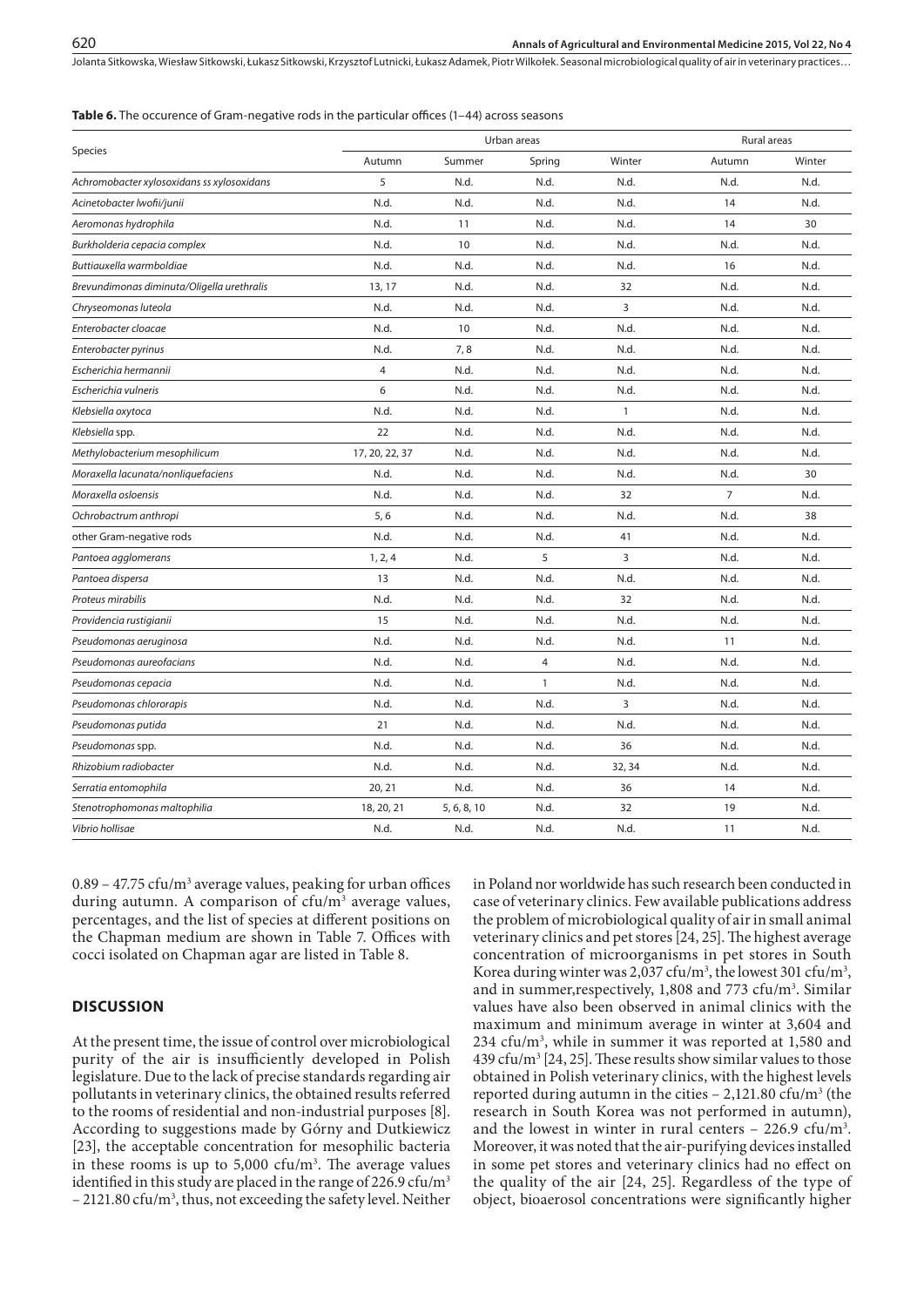**Table 6.** The occurence of Gram-negative rods in the particular offices (1–44) across seasons

| Species | Urban areas | | | | Rural areas | |
|---|---|---|---|---|---|---|
| | Autumn | Summer | Spring | Winter | Autumn | Winter |
| *Achromobacter xylosoxidans ss xylosoxidans* | 5 | N.d. | N.d. | N.d. | N.d. | N.d. |
| *Acinetobacter lwofii/junii* | N.d. | N.d. | N.d. | N.d. | 14 | N.d. |
| *Aeromonas hydrophila* | N.d. | 11 | N.d. | N.d. | 14 | 30 |
| *Burkholderia cepacia complex* | N.d. | 10 | N.d. | N.d. | N.d. | N.d. |
| *Buttiauxella warmboldiae* | N.d. | N.d. | N.d. | N.d. | 16 | N.d. |
| *Brevundimonas diminuta/Oligella urethralis* | 13, 17 | N.d. | N.d. | 32 | N.d. | N.d. |
| *Chryseomonas luteola* | N.d. | N.d. | N.d. | 3 | N.d. | N.d. |
| *Enterobacter cloacae* | N.d. | 10 | N.d. | N.d. | N.d. | N.d. |
| *Enterobacter pyrinus* | N.d. | 7, 8 | N.d. | N.d. | N.d. | N.d. |
| *Escherichia hermannii* | 4 | N.d. | N.d. | N.d. | N.d. | N.d. |
| *Escherichia vulneris* | 6 | N.d. | N.d. | N.d. | N.d. | N.d. |
| *Klebsiella oxytoca* | N.d. | N.d. | N.d. | 1 | N.d. | N.d. |
| *Klebsiella* spp. | 22 | N.d. | N.d. | N.d. | N.d. | N.d. |
| *Methylobacterium mesophilicum* | 17, 20, 22, 37 | N.d. | N.d. | N.d. | N.d. | N.d. |
| *Moraxella lacunata/nonliquefaciens* | N.d. | N.d. | N.d. | N.d. | N.d. | 30 |
| *Moraxella osloensis* | N.d. | N.d. | N.d. | 32 | 7 | N.d. |
| *Ochrobactrum anthropi* | 5, 6 | N.d. | N.d. | N.d. | N.d. | 38 |
| other Gram-negative rods | N.d. | N.d. | N.d. | 41 | N.d. | N.d. |
| *Pantoea agglomerans* | 1, 2, 4 | N.d. | 5 | 3 | N.d. | N.d. |
| *Pantoea dispersa* | 13 | N.d. | N.d. | N.d. | N.d. | N.d. |
| *Proteus mirabilis* | N.d. | N.d. | N.d. | 32 | N.d. | N.d. |
| *Providencia rustigianii* | 15 | N.d. | N.d. | N.d. | N.d. | N.d. |
| *Pseudomonas aeruginosa* | N.d. | N.d. | N.d. | N.d. | 11 | N.d. |
| *Pseudomonas aureofacians* | N.d. | N.d. | 4 | N.d. | N.d. | N.d. |
| *Pseudomonas cepacia* | N.d. | N.d. | 1 | N.d. | N.d. | N.d. |
| *Pseudomonas chlororapis* | N.d. | N.d. | N.d. | 3 | N.d. | N.d. |
| *Pseudomonas putida* | 21 | N.d. | N.d. | N.d. | N.d. | N.d. |
| *Pseudomonas* spp. | N.d. | N.d. | N.d. | 36 | N.d. | N.d. |
| *Rhizobium radiobacter* | N.d. | N.d. | N.d. | 32, 34 | N.d. | N.d. |
| *Serratia entomophila* | 20, 21 | N.d. | N.d. | 36 | 14 | N.d. |
| *Stenotrophomonas maltophilia* | 18, 20, 21 | 5, 6, 8, 10 | N.d. | 32 | 19 | N.d. |
| *Vibrio hollisae* | N.d. | N.d. | N.d. | N.d. | 11 | N.d. |

0.89 – 47.75 cfu/m³ average values, peaking for urban offices during autumn. A comparison of cfu/m³ average values, percentages, and the list of species at different positions on the Chapman medium are shown in Table 7. Offices with cocci isolated on Chapman agar are listed in Table 8.

## DISCUSSION

At the present time, the issue of control over microbiological purity of the air is insufficiently developed in Polish legislature. Due to the lack of precise standards regarding air pollutants in veterinary clinics, the obtained results referred to the rooms of residential and non-industrial purposes [8]. According to suggestions made by Górny and Dutkiewicz [23], the acceptable concentration for mesophilic bacteria in these rooms is up to 5,000 cfu/m³. The average values identified in this study are placed in the range of 226.9 cfu/m³ – 2121.80 cfu/m³, thus, not exceeding the safety level. Neither in Poland nor worldwide has such research been conducted in case of veterinary clinics. Few available publications address the problem of microbiological quality of air in small animal veterinary clinics and pet stores [24, 25]. The highest average concentration of microorganisms in pet stores in South Korea during winter was 2,037 cfu/m³, the lowest 301 cfu/m³, and in summer,respectively, 1,808 and 773 cfu/m³. Similar values have also been observed in animal clinics with the maximum and minimum average in winter at 3,604 and 234 cfu/m³, while in summer it was reported at 1,580 and 439 cfu/m³ [24, 25]. These results show similar values to those obtained in Polish veterinary clinics, with the highest levels reported during autumn in the cities – 2,121.80 cfu/m³ (the research in South Korea was not performed in autumn), and the lowest in winter in rural centers – 226.9 cfu/m³. Moreover, it was noted that the air-purifying devices installed in some pet stores and veterinary clinics had no effect on the quality of the air [24, 25]. Regardless of the type of object, bioaerosol concentrations were significantly higher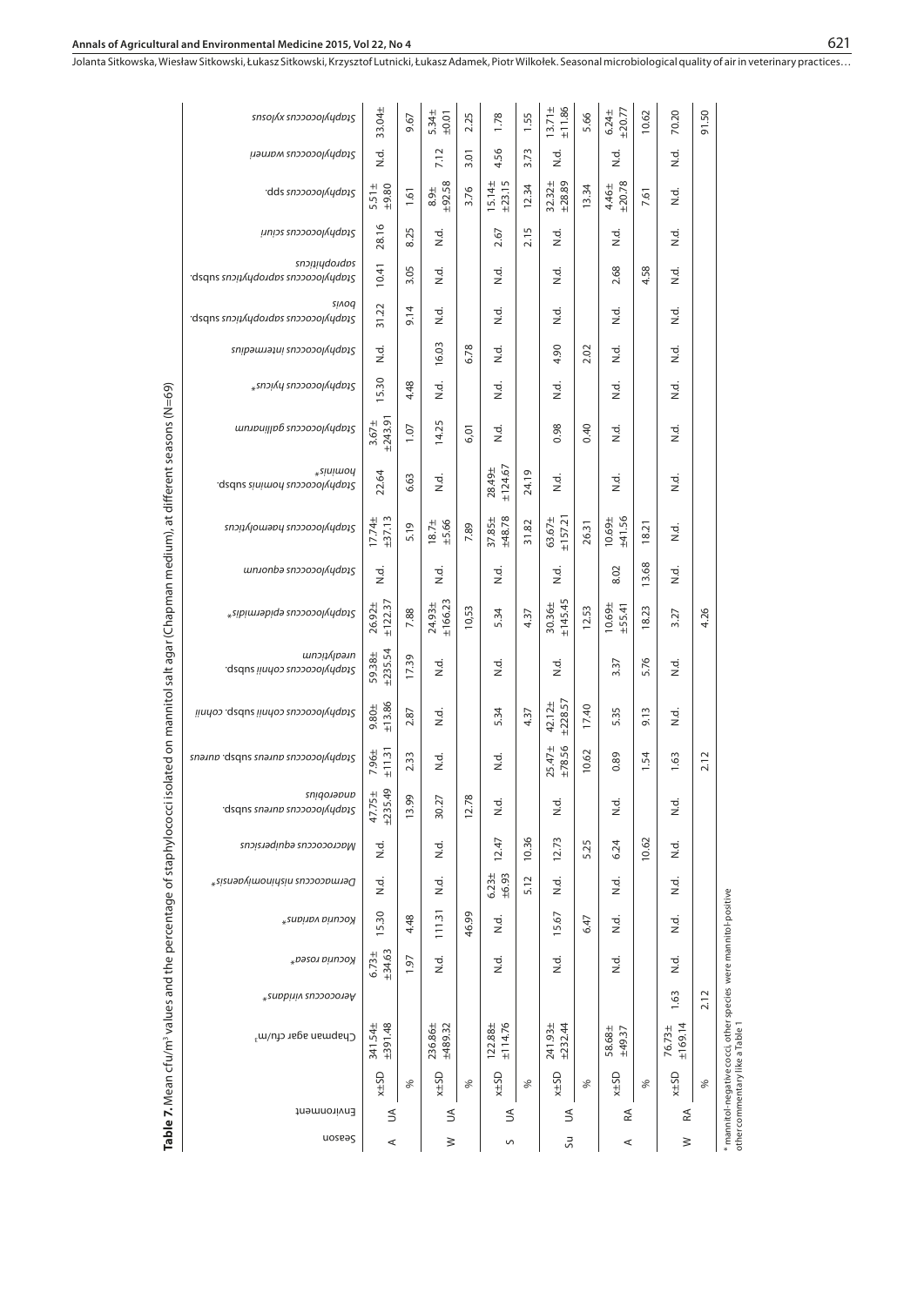**Table 7.** Mean cfu/m³ values and the percentage of staphylococci isolated on mannitol salt agar (Chapman medium), at different seasons (N=69)

| Season | Environment | | Chapman agar cfu/m³ | *Aerococcus viridans** | *Kocuria rosea** | *Kocuria varians** | *Dermacoccus nishinomiyaensis** | *Macrococcus equipercicus* | *Staphylococcus aureus* subsp. *anaerobius* | *Staphylococcus aureus* subsp. *aureus* | *Staphylococcus cohnii* subsp. *cohnii* | *Staphylococcus cohnii* subsp. *urealyticum* | *Staphylococcus epidermidis** | *Staphylococcus equorum* | *Staphylococcus haemolyticus* | *Staphylococcus hominis* subsp. *hominis** | *Staphylococcus gallinarum* | *Staphylococcus hyicus** | *Staphylococcus intermedius* | *Staphylococcus saprophyticus* subsp. *bovis* | *Staphylococcus saprophyticus* subsp. *saprophyticus* | *Staphylococcus sciuri* | *Staphylococcus* spp. | *Staphylococcus warneri* | *Staphylococcus xylosus* |
|---|---|---|---|---|---|---|---|---|---|---|---|---|---|---|---|---|---|---|---|---|---|---|---|---|---|
| A | UA | x±SD | 341.54±391.48 | | 6.73±34.63 | 15.30 | N.d. | N.d. | 47.75±235.49 | 7.96±11.31 | 9.80±13.86 | 59.38±235.54 | 26.92±122.37 | N.d. | 17.74±37.13 | 22.64 | 3.67±243.91 | 15.30 | N.d. | 31.22 | 10.41 | 28.16 | 5.51±9.80 | N.d. | 33.04± |
| | | % | | | 1.97 | 4.48 | | | 13.99 | 2.33 | 2.87 | 17.39 | 7.88 | | 5.19 | 6.63 | 1.07 | 4.48 | | 9.14 | 3.05 | 8.25 | 1.61 | | 9.67 |
| W | UA | x±SD | 236.86±489.32 | | N.d. | 111.31 | N.d. | N.d. | 30.27 | N.d. | N.d. | N.d. | 24.93±166.23 | N.d. | 18.7±5.66 | N.d. | 14.25 | N.d. | 16.03 | N.d. | N.d. | N.d. | 8.9±92.58 | 7.12 | 5.34±0.01 |
| | | % | | | | 46.99 | | | 12.78 | | | | 10.53 | | 7.89 | | 6.01 | | 6.78 | | | | 3.76 | 3.01 | 2.25 |
| S | UA | x±SD | 122.88±114.76 | | N.d. | N.d. | 6.23±6.93 | 12.47 | N.d. | N.d. | 5.34 | N.d. | 5.34 | N.d. | 37.85±48.78 | 28.49±124.67 | N.d. | N.d. | N.d. | N.d. | N.d. | 2.67 | 15.14±23.15 | 4.56 | 1.78 |
| | | % | | | | | 5.12 | 10.36 | | | 4.37 | | 4.37 | | 31.82 | 24.19 | | | | | | 2.15 | 12.34 | 3.73 | 1.55 |
| Su | UA | x±SD | 241.93±232.44 | | N.d. | 15.67 | N.d. | 12.73 | N.d. | 25.47±78.56 | 42.12±228.57 | N.d. | 30.36±145.45 | N.d. | 63.67±157.21 | N.d. | 0.98 | N.d. | 4.90 | N.d. | N.d. | N.d. | 32.32±28.89 | N.d. | 13.71±11.86 |
| | | % | | | | 6.47 | | 5.25 | | 10.62 | 17.40 | | 12.53 | | 26.31 | | 0.40 | | 2.02 | | | | 13.34 | | 5.66 |
| A | RA | x±SD | 58.68±49.37 | | N.d. | N.d. | N.d. | 6.24 | N.d. | 0.89 | 5.35 | 3.37 | 10.69±55.41 | 8.02 | 10.69±41.56 | N.d. | N.d. | N.d. | N.d. | N.d. | 2.68 | N.d. | 4.46±20.78 | N.d. | 6.24±20.77 |
| | | % | | | | | | 10.62 | | 1.54 | 9.13 | 5.76 | 18.23 | 13.68 | 18.21 | | | | | | 4.58 | | 7.61 | | 10.62 |
| W | RA | x±SD | 76.73±169.14 | 1.63 | N.d. | N.d. | N.d. | N.d. | N.d. | 1.63 | N.d. | N.d. | 3.27 | N.d. | N.d. | N.d. | N.d. | N.d. | N.d. | N.d. | N.d. | N.d. | N.d. | N.d. | 70.20 |
| | | % | | 2.12 | | | | | | 2.12 | | | 4.26 | | | | | | | | | | | | 91.50 |

\* mannitol-negative cocci, other species were mannitol-positive
other commentary like a Table 1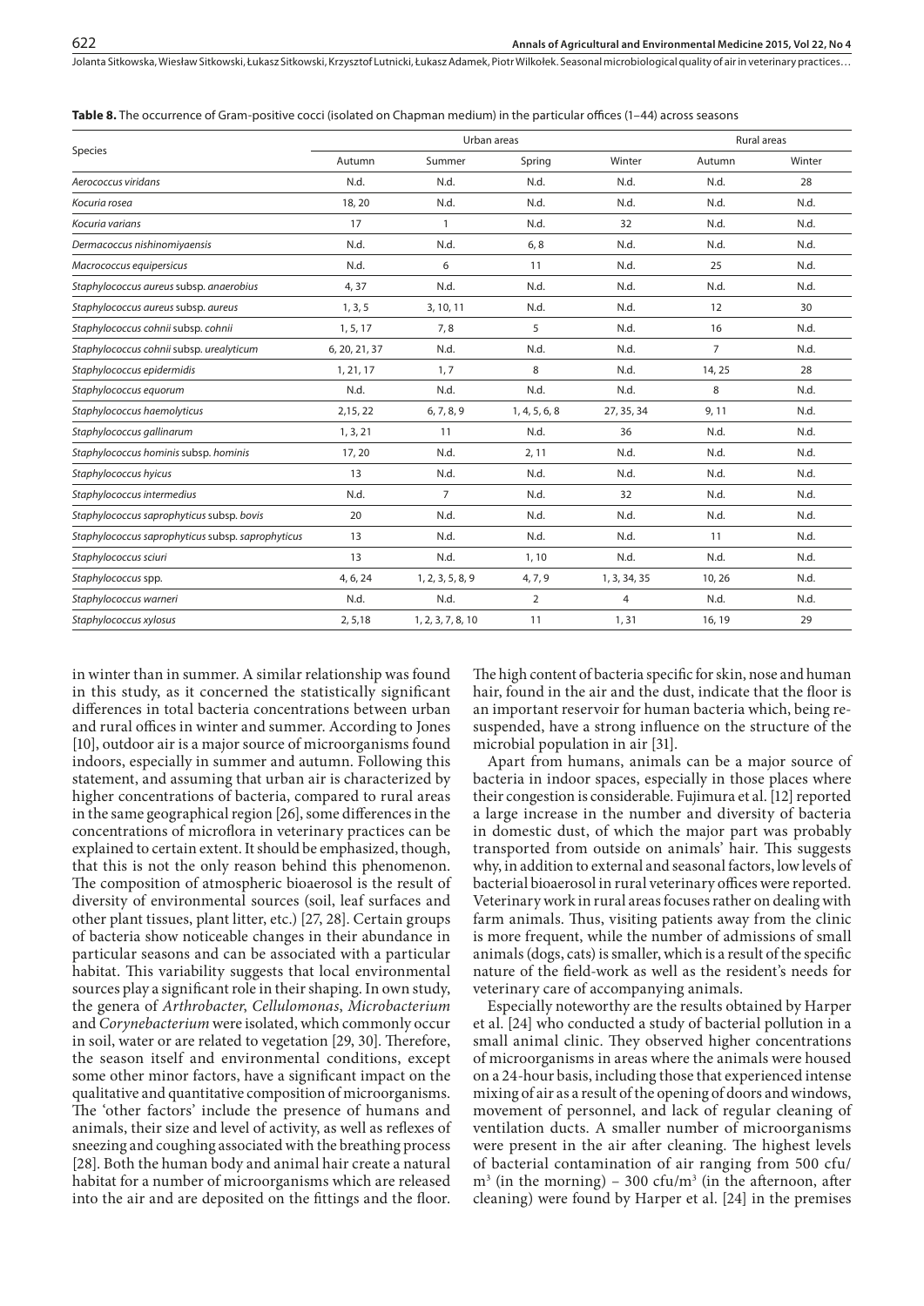**Table 8.** The occurrence of Gram-positive cocci (isolated on Chapman medium) in the particular offices (1–44) across seasons

| Species | Urban areas | | | | Rural areas | |
|---|---|---|---|---|---|---|
| | Autumn | Summer | Spring | Winter | Autumn | Winter |
| *Aerococcus viridans* | N.d. | N.d. | N.d. | N.d. | N.d. | 28 |
| *Kocuria rosea* | 18, 20 | N.d. | N.d. | N.d. | N.d. | N.d. |
| *Kocuria varians* | 17 | 1 | N.d. | 32 | N.d. | N.d. |
| *Dermacoccus nishinomiyaensis* | N.d. | N.d. | 6, 8 | N.d. | N.d. | N.d. |
| *Macrococcus equipersicus* | N.d. | 6 | 11 | N.d. | 25 | N.d. |
| *Staphylococcus aureus* subsp. *anaerobius* | 4, 37 | N.d. | N.d. | N.d. | N.d. | N.d. |
| *Staphylococcus aureus* subsp. *aureus* | 1, 3, 5 | 3, 10, 11 | N.d. | N.d. | 12 | 30 |
| *Staphylococcus cohnii* subsp. *cohnii* | 1, 5, 17 | 7, 8 | 5 | N.d. | 16 | N.d. |
| *Staphylococcus cohnii* subsp. *urealyticum* | 6, 20, 21, 37 | N.d. | N.d. | N.d. | 7 | N.d. |
| *Staphylococcus epidermidis* | 1, 21, 17 | 1, 7 | 8 | N.d. | 14, 25 | 28 |
| *Staphylococcus equorum* | N.d. | N.d. | N.d. | N.d. | 8 | N.d. |
| *Staphylococcus haemolyticus* | 2,15, 22 | 6, 7, 8, 9 | 1, 4, 5, 6, 8 | 27, 35, 34 | 9, 11 | N.d. |
| *Staphylococcus gallinarum* | 1, 3, 21 | 11 | N.d. | 36 | N.d. | N.d. |
| *Staphylococcus hominis* subsp. *hominis* | 17, 20 | N.d. | 2, 11 | N.d. | N.d. | N.d. |
| *Staphylococcus hyicus* | 13 | N.d. | N.d. | N.d. | N.d. | N.d. |
| *Staphylococcus intermedius* | N.d. | 7 | N.d. | 32 | N.d. | N.d. |
| *Staphylococcus saprophyticus* subsp. *bovis* | 20 | N.d. | N.d. | N.d. | N.d. | N.d. |
| *Staphylococcus saprophyticus* subsp. *saprophyticus* | 13 | N.d. | N.d. | N.d. | 11 | N.d. |
| *Staphylococcus sciuri* | 13 | N.d. | 1, 10 | N.d. | N.d. | N.d. |
| *Staphylococcus* spp. | 4, 6, 24 | 1, 2, 3, 5, 8, 9 | 4, 7, 9 | 1, 3, 34, 35 | 10, 26 | N.d. |
| *Staphylococcus warneri* | N.d. | N.d. | 2 | 4 | N.d. | N.d. |
| *Staphylococcus xylosus* | 2, 5,18 | 1, 2, 3, 7, 8, 10 | 11 | 1, 31 | 16, 19 | 29 |

in winter than in summer. A similar relationship was found in this study, as it concerned the statistically significant differences in total bacteria concentrations between urban and rural offices in winter and summer. According to Jones [10], outdoor air is a major source of microorganisms found indoors, especially in summer and autumn. Following this statement, and assuming that urban air is characterized by higher concentrations of bacteria, compared to rural areas in the same geographical region [26], some differences in the concentrations of microflora in veterinary practices can be explained to certain extent. It should be emphasized, though, that this is not the only reason behind this phenomenon. The composition of atmospheric bioaerosol is the result of diversity of environmental sources (soil, leaf surfaces and other plant tissues, plant litter, etc.) [27, 28]. Certain groups of bacteria show noticeable changes in their abundance in particular seasons and can be associated with a particular habitat. This variability suggests that local environmental sources play a significant role in their shaping. In own study, the genera of *Arthrobacter*, *Cellulomonas*, *Microbacterium* and *Corynebacterium* were isolated, which commonly occur in soil, water or are related to vegetation [29, 30]. Therefore, the season itself and environmental conditions, except some other minor factors, have a significant impact on the qualitative and quantitative composition of microorganisms. The 'other factors' include the presence of humans and animals, their size and level of activity, as well as reflexes of sneezing and coughing associated with the breathing process [28]. Both the human body and animal hair create a natural habitat for a number of microorganisms which are released into the air and are deposited on the fittings and the floor. The high content of bacteria specific for skin, nose and human hair, found in the air and the dust, indicate that the floor is an important reservoir for human bacteria which, being re-suspended, have a strong influence on the structure of the microbial population in air [31].

Apart from humans, animals can be a major source of bacteria in indoor spaces, especially in those places where their congestion is considerable. Fujimura et al. [12] reported a large increase in the number and diversity of bacteria in domestic dust, of which the major part was probably transported from outside on animals' hair. This suggests why, in addition to external and seasonal factors, low levels of bacterial bioaerosol in rural veterinary offices were reported. Veterinary work in rural areas focuses rather on dealing with farm animals. Thus, visiting patients away from the clinic is more frequent, while the number of admissions of small animals (dogs, cats) is smaller, which is a result of the specific nature of the field-work as well as the resident's needs for veterinary care of accompanying animals.

Especially noteworthy are the results obtained by Harper et al. [24] who conducted a study of bacterial pollution in a small animal clinic. They observed higher concentrations of microorganisms in areas where the animals were housed on a 24-hour basis, including those that experienced intense mixing of air as a result of the opening of doors and windows, movement of personnel, and lack of regular cleaning of ventilation ducts. A smaller number of microorganisms were present in the air after cleaning. The highest levels of bacterial contamination of air ranging from 500 cfu/$m^3$ (in the morning) – 300 cfu/$m^3$ (in the afternoon, after cleaning) were found by Harper et al. [24] in the premises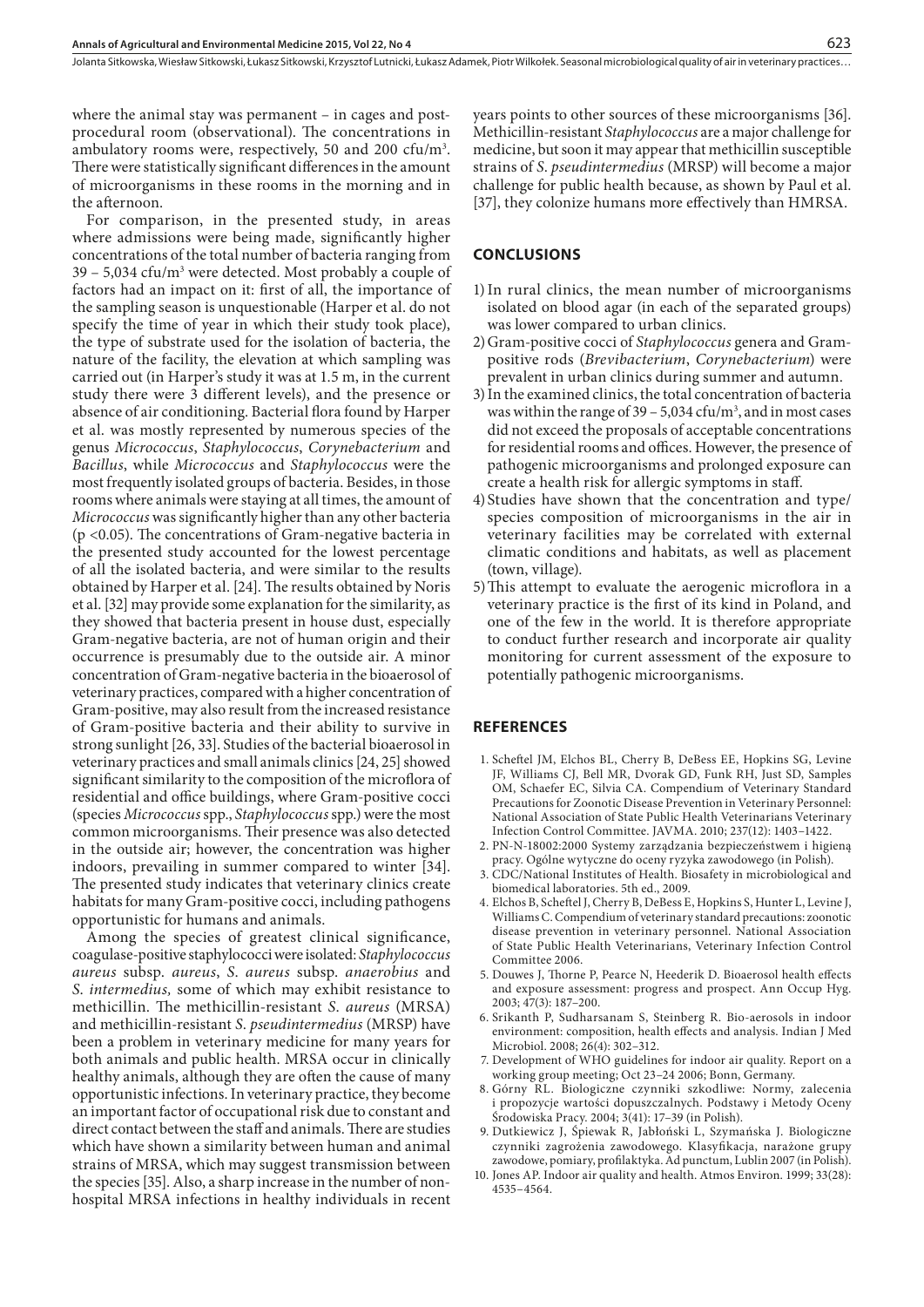where the animal stay was permanent – in cages and post-procedural room (observational). The concentrations in ambulatory rooms were, respectively, 50 and 200 cfu/m$^3$. There were statistically significant differences in the amount of microorganisms in these rooms in the morning and in the afternoon.

For comparison, in the presented study, in areas where admissions were being made, significantly higher concentrations of the total number of bacteria ranging from 39 – 5,034 cfu/m$^3$ were detected. Most probably a couple of factors had an impact on it: first of all, the importance of the sampling season is unquestionable (Harper et al. do not specify the time of year in which their study took place), the type of substrate used for the isolation of bacteria, the nature of the facility, the elevation at which sampling was carried out (in Harper's study it was at 1.5 m, in the current study there were 3 different levels), and the presence or absence of air conditioning. Bacterial flora found by Harper et al. was mostly represented by numerous species of the genus *Micrococcus*, *Staphylococcus*, *Corynebacterium* and *Bacillus*, while *Micrococcus* and *Staphylococcus* were the most frequently isolated groups of bacteria. Besides, in those rooms where animals were staying at all times, the amount of *Micrococcus* was significantly higher than any other bacteria ($p < 0.05$). The concentrations of Gram-negative bacteria in the presented study accounted for the lowest percentage of all the isolated bacteria, and were similar to the results obtained by Harper et al. [24]. The results obtained by Noris et al. [32] may provide some explanation for the similarity, as they showed that bacteria present in house dust, especially Gram-negative bacteria, are not of human origin and their occurrence is presumably due to the outside air. A minor concentration of Gram-negative bacteria in the bioaerosol of veterinary practices, compared with a higher concentration of Gram-positive, may also result from the increased resistance of Gram-positive bacteria and their ability to survive in strong sunlight [26, 33]. Studies of the bacterial bioaerosol in veterinary practices and small animals clinics [24, 25] showed significant similarity to the composition of the microflora of residential and office buildings, where Gram-positive cocci (species *Micrococcus* spp., *Staphylococcus* spp.) were the most common microorganisms. Their presence was also detected in the outside air; however, the concentration was higher indoors, prevailing in summer compared to winter [34]. The presented study indicates that veterinary clinics create habitats for many Gram-positive cocci, including pathogens opportunistic for humans and animals.

Among the species of greatest clinical significance, coagulase-positive staphylococci were isolated: *Staphylococcus aureus* subsp. *aureus*, *S. aureus* subsp. *anaerobius* and *S. intermedius,* some of which may exhibit resistance to methicillin. The methicillin-resistant *S. aureus* (MRSA) and methicillin-resistant *S. pseudintermedius* (MRSP) have been a problem in veterinary medicine for many years for both animals and public health. MRSA occur in clinically healthy animals, although they are often the cause of many opportunistic infections. In veterinary practice, they become an important factor of occupational risk due to constant and direct contact between the staff and animals. There are studies which have shown a similarity between human and animal strains of MRSA, which may suggest transmission between the species [35]. Also, a sharp increase in the number of non-hospital MRSA infections in healthy individuals in recent years points to other sources of these microorganisms [36]. Methicillin-resistant *Staphylococcus* are a major challenge for medicine, but soon it may appear that methicillin susceptible strains of *S. pseudintermedius* (MRSP) will become a major challenge for public health because, as shown by Paul et al. [37], they colonize humans more effectively than HMRSA.

## CONCLUSIONS

1) In rural clinics, the mean number of microorganisms isolated on blood agar (in each of the separated groups) was lower compared to urban clinics.
2) Gram-positive cocci of *Staphylococcus* genera and Gram-positive rods (*Brevibacterium*, *Corynebacterium*) were prevalent in urban clinics during summer and autumn.
3) In the examined clinics, the total concentration of bacteria was within the range of 39 – 5,034 cfu/m$^3$, and in most cases did not exceed the proposals of acceptable concentrations for residential rooms and offices. However, the presence of pathogenic microorganisms and prolonged exposure can create a health risk for allergic symptoms in staff.
4) Studies have shown that the concentration and type/species composition of microorganisms in the air in veterinary facilities may be correlated with external climatic conditions and habitats, as well as placement (town, village).
5) This attempt to evaluate the aerogenic microflora in a veterinary practice is the first of its kind in Poland, and one of the few in the world. It is therefore appropriate to conduct further research and incorporate air quality monitoring for current assessment of the exposure to potentially pathogenic microorganisms.

## REFERENCES

1. Scheftel JM, Elchos BL, Cherry B, DeBess EE, Hopkins SG, Levine JF, Williams CJ, Bell MR, Dvorak GD, Funk RH, Just SD, Samples OM, Schaefer EC, Silvia CA. Compendium of Veterinary Standard Precautions for Zoonotic Disease Prevention in Veterinary Personnel: National Association of State Public Health Veterinarians Veterinary Infection Control Committee. JAVMA. 2010; 237(12): 1403–1422.
2. PN-N-18002:2000 Systemy zarządzania bezpieczeństwem i higieną pracy. Ogólne wytyczne do oceny ryzyka zawodowego (in Polish).
3. CDC/National Institutes of Health. Biosafety in microbiological and biomedical laboratories. 5th ed., 2009.
4. Elchos B, Scheftel J, Cherry B, DeBess E, Hopkins S, Hunter L, Levine J, Williams C. Compendium of veterinary standard precautions: zoonotic disease prevention in veterinary personnel. National Association of State Public Health Veterinarians, Veterinary Infection Control Committee 2006.
5. Douwes J, Thorne P, Pearce N, Heederik D. Bioaerosol health effects and exposure assessment: progress and prospect. Ann Occup Hyg. 2003; 47(3): 187–200.
6. Srikanth P, Sudharsanam S, Steinberg R. Bio-aerosols in indoor environment: composition, health effects and analysis. Indian J Med Microbiol. 2008; 26(4): 302–312.
7. Development of WHO guidelines for indoor air quality. Report on a working group meeting; Oct 23–24 2006; Bonn, Germany.
8. Górny RL. Biologiczne czynniki szkodliwe: Normy, zalecenia i propozycje wartości dopuszczalnych. Podstawy i Metody Oceny Środowiska Pracy. 2004; 3(41): 17–39 (in Polish).
9. Dutkiewicz J, Śpiewak R, Jabłoński L, Szymańska J. Biologiczne czynniki zagrożenia zawodowego. Klasyfikacja, narażone grupy zawodowe, pomiary, profilaktyka. Ad punctum, Lublin 2007 (in Polish).
10. Jones AP. Indoor air quality and health. Atmos Environ. 1999; 33(28): 4535–4564.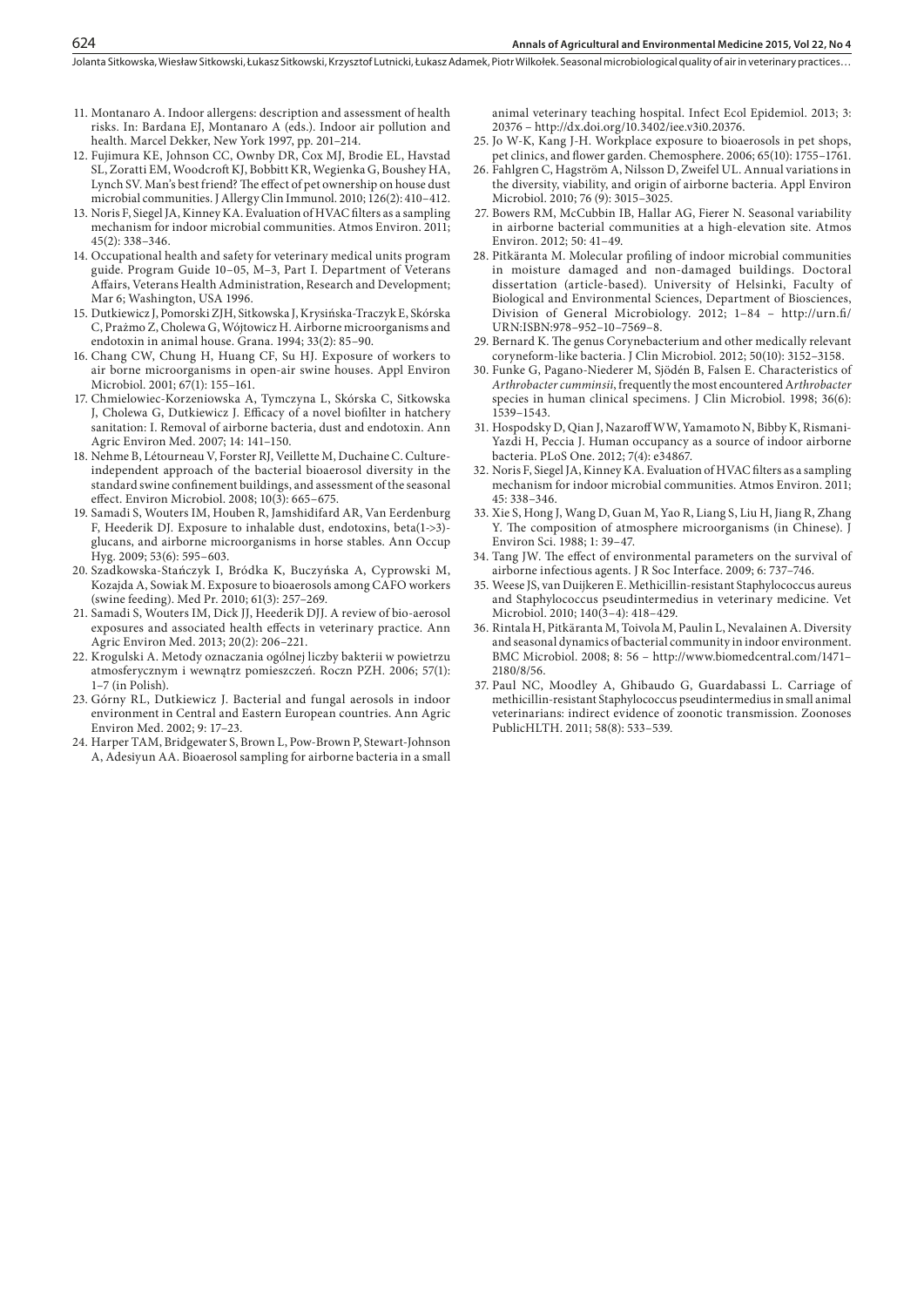11. Montanaro A. Indoor allergens: description and assessment of health risks. In: Bardana EJ, Montanaro A (eds.). Indoor air pollution and health. Marcel Dekker, New York 1997, pp. 201–214.
12. Fujimura KE, Johnson CC, Ownby DR, Cox MJ, Brodie EL, Havstad SL, Zoratti EM, Woodcroft KJ, Bobbitt KR, Wegienka G, Boushey HA, Lynch SV. Man's best friend? The effect of pet ownership on house dust microbial communities. J Allergy Clin Immunol. 2010; 126(2): 410–412.
13. Noris F, Siegel JA, Kinney KA. Evaluation of HVAC filters as a sampling mechanism for indoor microbial communities. Atmos Environ. 2011; 45(2): 338–346.
14. Occupational health and safety for veterinary medical units program guide. Program Guide 10–05, M–3, Part I. Department of Veterans Affairs, Veterans Health Administration, Research and Development; Mar 6; Washington, USA 1996.
15. Dutkiewicz J, Pomorski ZJH, Sitkowska J, Krysińska-Traczyk E, Skórska C, Prażmo Z, Cholewa G, Wójtowicz H. Airborne microorganisms and endotoxin in animal house. Grana. 1994; 33(2): 85–90.
16. Chang CW, Chung H, Huang CF, Su HJ. Exposure of workers to air borne microorganisms in open-air swine houses. Appl Environ Microbiol. 2001; 67(1): 155–161.
17. Chmielowiec-Korzeniowska A, Tymczyna L, Skórska C, Sitkowska J, Cholewa G, Dutkiewicz J. Efficacy of a novel biofilter in hatchery sanitation: I. Removal of airborne bacteria, dust and endotoxin. Ann Agric Environ Med. 2007; 14: 141–150.
18. Nehme B, Létourneau V, Forster RJ, Veillette M, Duchaine C. Culture-independent approach of the bacterial bioaerosol diversity in the standard swine confinement buildings, and assessment of the seasonal effect. Environ Microbiol. 2008; 10(3): 665–675.
19. Samadi S, Wouters IM, Houben R, Jamshidifard AR, Van Eerdenburg F, Heederik DJ. Exposure to inhalable dust, endotoxins, beta(1->3)-glucans, and airborne microorganisms in horse stables. Ann Occup Hyg. 2009; 53(6): 595–603.
20. Szadkowska-Stańczyk I, Bródka K, Buczyńska A, Cyprowski M, Kozajda A, Sowiak M. Exposure to bioaerosols among CAFO workers (swine feeding). Med Pr. 2010; 61(3): 257–269.
21. Samadi S, Wouters IM, Dick JJ, Heederik DJJ. A review of bio-aerosol exposures and associated health effects in veterinary practice. Ann Agric Environ Med. 2013; 20(2): 206–221.
22. Krogulski A. Metody oznaczania ogólnej liczby bakterii w powietrzu atmosferycznym i wewnątrz pomieszczeń. Roczn PZH. 2006; 57(1): 1–7 (in Polish).
23. Górny RL, Dutkiewicz J. Bacterial and fungal aerosols in indoor environment in Central and Eastern European countries. Ann Agric Environ Med. 2002; 9: 17–23.
24. Harper TAM, Bridgewater S, Brown L, Pow-Brown P, Stewart-Johnson A, Adesiyun AA. Bioaerosol sampling for airborne bacteria in a small animal veterinary teaching hospital. Infect Ecol Epidemiol. 2013; 3: 20376 – http://dx.doi.org/10.3402/iee.v3i0.20376.
25. Jo W-K, Kang J-H. Workplace exposure to bioaerosols in pet shops, pet clinics, and flower garden. Chemosphere. 2006; 65(10): 1755–1761.
26. Fahlgren C, Hagström A, Nilsson D, Zweifel UL. Annual variations in the diversity, viability, and origin of airborne bacteria. Appl Environ Microbiol. 2010; 76 (9): 3015–3025.
27. Bowers RM, McCubbin IB, Hallar AG, Fierer N. Seasonal variability in airborne bacterial communities at a high-elevation site. Atmos Environ. 2012; 50: 41–49.
28. Pitkäranta M. Molecular profiling of indoor microbial communities in moisture damaged and non-damaged buildings. Doctoral dissertation (article-based). University of Helsinki, Faculty of Biological and Environmental Sciences, Department of Biosciences, Division of General Microbiology. 2012; 1–84 – http://urn.fi/URN:ISBN:978–952–10–7569–8.
29. Bernard K. The genus Corynebacterium and other medically relevant coryneform-like bacteria. J Clin Microbiol. 2012; 50(10): 3152–3158.
30. Funke G, Pagano-Niederer M, Sjödén B, Falsen E. Characteristics of *Arthrobacter cumminsii*, frequently the most encountered *Arthrobacter* species in human clinical specimens. J Clin Microbiol. 1998; 36(6): 1539–1543.
31. Hospodsky D, Qian J, Nazaroff WW, Yamamoto N, Bibby K, Rismani-Yazdi H, Peccia J. Human occupancy as a source of indoor airborne bacteria. PLoS One. 2012; 7(4): e34867.
32. Noris F, Siegel JA, Kinney KA. Evaluation of HVAC filters as a sampling mechanism for indoor microbial communities. Atmos Environ. 2011; 45: 338–346.
33. Xie S, Hong J, Wang D, Guan M, Yao R, Liang S, Liu H, Jiang R, Zhang Y. The composition of atmosphere microorganisms (in Chinese). J Environ Sci. 1988; 1: 39–47.
34. Tang JW. The effect of environmental parameters on the survival of airborne infectious agents. J R Soc Interface. 2009; 6: 737–746.
35. Weese JS, van Duijkeren E. Methicillin-resistant Staphylococcus aureus and Staphylococcus pseudintermedius in veterinary medicine. Vet Microbiol. 2010; 140(3–4): 418–429.
36. Rintala H, Pitkäranta M, Toivola M, Paulin L, Nevalainen A. Diversity and seasonal dynamics of bacterial community in indoor environment. BMC Microbiol. 2008; 8: 56 – http://www.biomedcentral.com/1471–2180/8/56.
37. Paul NC, Moodley A, Ghibaudo G, Guardabassi L. Carriage of methicillin-resistant Staphylococcus pseudintermedius in small animal veterinarians: indirect evidence of zoonotic transmission. Zoonoses PublicHLTH. 2011; 58(8): 533–539.